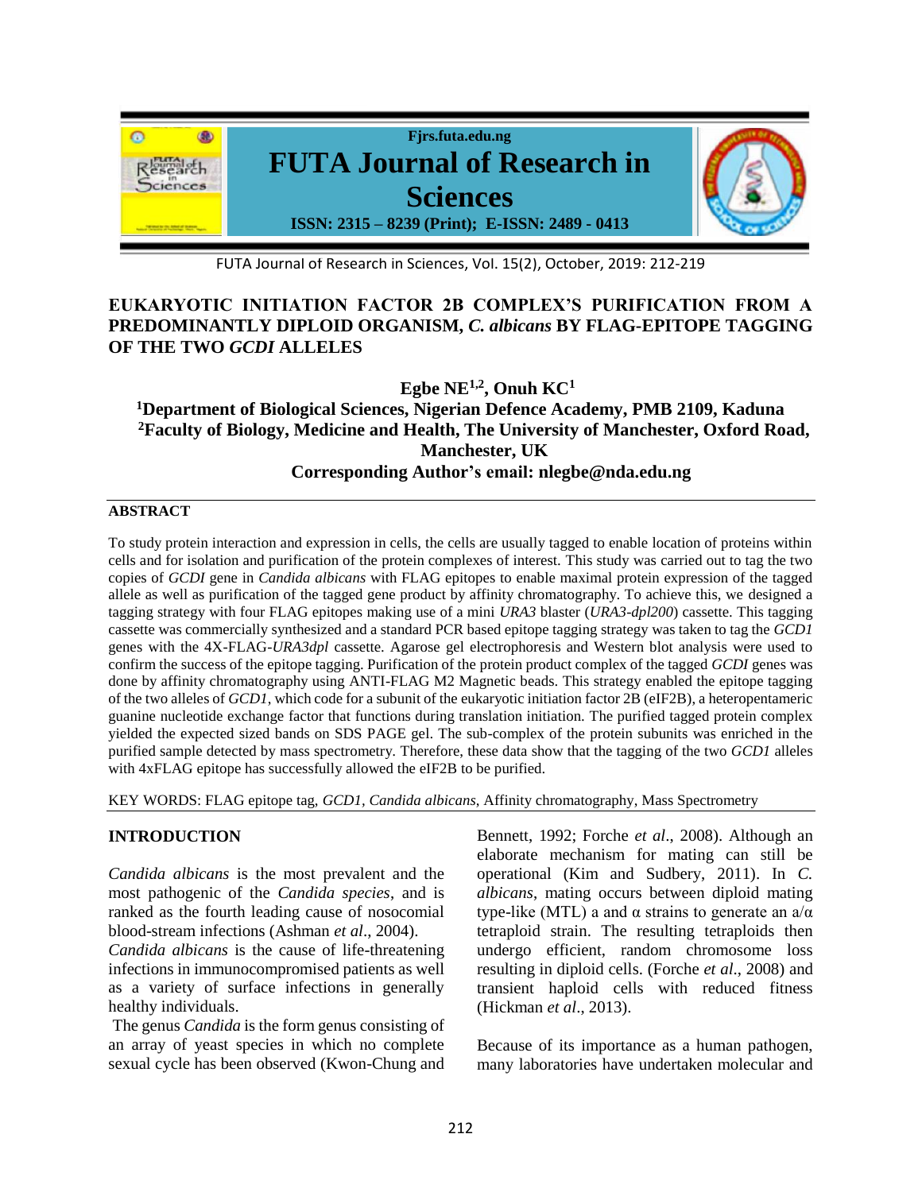# EUKARYOTIC INITIATION FACTOR 2B COMPLEX'S PURIFICATION FROM A PREDOMINANTLY DIPLOID ORGANISM, *C. albicans* BY FLAG-EPITOPE TAGGING OF THE TWO *GCDI* ALLELES

**Egbe NE[1,2], Onuh KC[1]**

**[1]Department of Biological Sciences, Nigerian Defence Academy, PMB 2109, Kaduna**
**[2]Faculty of Biology, Medicine and Health, The University of Manchester, Oxford Road, Manchester, UK**
**Corresponding Author's email: nlegbe@nda.edu.ng**

## ABSTRACT

To study protein interaction and expression in cells, the cells are usually tagged to enable location of proteins within cells and for isolation and purification of the protein complexes of interest. This study was carried out to tag the two copies of *GCDI* gene in *Candida albicans* with FLAG epitopes to enable maximal protein expression of the tagged allele as well as purification of the tagged gene product by affinity chromatography. To achieve this, we designed a tagging strategy with four FLAG epitopes making use of a mini *URA3* blaster (*URA3-dpl200*) cassette. This tagging cassette was commercially synthesized and a standard PCR based epitope tagging strategy was taken to tag the *GCD1* genes with the 4X-FLAG-*URA3dpl* cassette. Agarose gel electrophoresis and Western blot analysis were used to confirm the success of the epitope tagging. Purification of the protein product complex of the tagged *GCDI* genes was done by affinity chromatography using ANTI-FLAG M2 Magnetic beads. This strategy enabled the epitope tagging of the two alleles of *GCD1*, which code for a subunit of the eukaryotic initiation factor 2B (eIF2B), a heteropentameric guanine nucleotide exchange factor that functions during translation initiation. The purified tagged protein complex yielded the expected sized bands on SDS PAGE gel. The sub-complex of the protein subunits was enriched in the purified sample detected by mass spectrometry. Therefore, these data show that the tagging of the two *GCD1* alleles with 4xFLAG epitope has successfully allowed the eIF2B to be purified.

KEY WORDS: FLAG epitope tag, *GCD1*, *Candida albicans*, Affinity chromatography, Mass Spectrometry

## INTRODUCTION

*Candida albicans* is the most prevalent and the most pathogenic of the *Candida species*, and is ranked as the fourth leading cause of nosocomial blood-stream infections (Ashman *et al*., 2004).

*Candida albicans* is the cause of life-threatening infections in immunocompromised patients as well as a variety of surface infections in generally healthy individuals.

The genus *Candida* is the form genus consisting of an array of yeast species in which no complete sexual cycle has been observed (Kwon-Chung and Bennett, 1992; Forche *et al*., 2008). Although an elaborate mechanism for mating can still be operational (Kim and Sudbery, 2011). In *C. albicans*, mating occurs between diploid mating type-like (MTL) a and α strains to generate an a/α tetraploid strain. The resulting tetraploids then undergo efficient, random chromosome loss resulting in diploid cells. (Forche *et al*., 2008) and transient haploid cells with reduced fitness (Hickman *et al*., 2013).

Because of its importance as a human pathogen, many laboratories have undertaken molecular and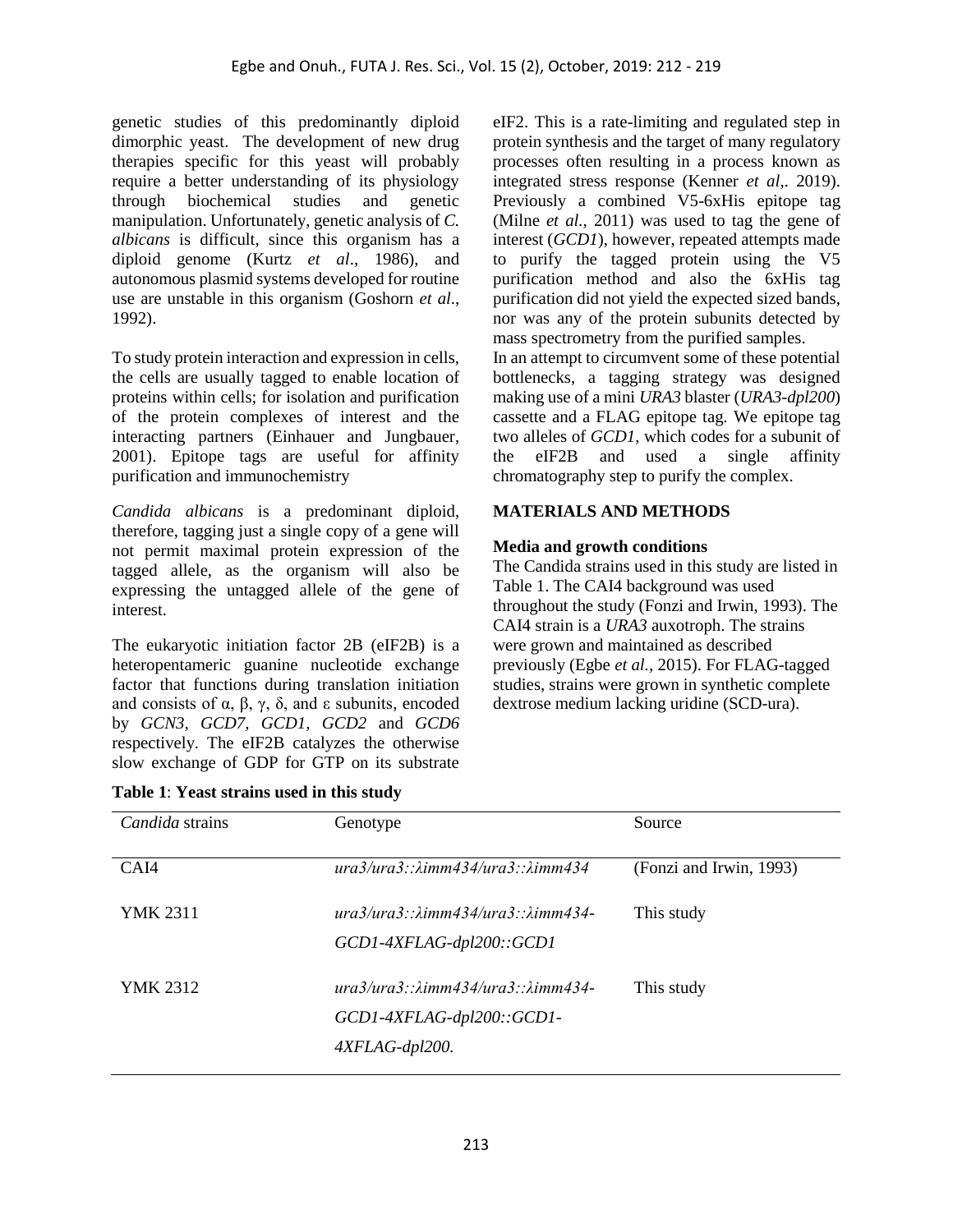genetic studies of this predominantly diploid dimorphic yeast. The development of new drug therapies specific for this yeast will probably require a better understanding of its physiology through biochemical studies and genetic manipulation. Unfortunately, genetic analysis of *C. albicans* is difficult, since this organism has a diploid genome (Kurtz *et al*., 1986), and autonomous plasmid systems developed for routine use are unstable in this organism (Goshorn *et al*., 1992).

To study protein interaction and expression in cells, the cells are usually tagged to enable location of proteins within cells; for isolation and purification of the protein complexes of interest and the interacting partners (Einhauer and Jungbauer, 2001). Epitope tags are useful for affinity purification and immunochemistry

*Candida albicans* is a predominant diploid, therefore, tagging just a single copy of a gene will not permit maximal protein expression of the tagged allele, as the organism will also be expressing the untagged allele of the gene of interest.

The eukaryotic initiation factor 2B (eIF2B) is a heteropentameric guanine nucleotide exchange factor that functions during translation initiation and consists of α, β, γ, δ, and ε subunits, encoded by *GCN3, GCD7, GCD1, GCD2* and *GCD6* respectively. The eIF2B catalyzes the otherwise slow exchange of GDP for GTP on its substrate eIF2. This is a rate-limiting and regulated step in protein synthesis and the target of many regulatory processes often resulting in a process known as integrated stress response (Kenner *et al*,. 2019). Previously a combined V5-6xHis epitope tag (Milne *et al.*, 2011) was used to tag the gene of interest (*GCD1*), however, repeated attempts made to purify the tagged protein using the V5 purification method and also the 6xHis tag purification did not yield the expected sized bands, nor was any of the protein subunits detected by mass spectrometry from the purified samples.
In an attempt to circumvent some of these potential bottlenecks, a tagging strategy was designed making use of a mini *URA3* blaster (*URA3-dpl200*) cassette and a FLAG epitope tag. We epitope tag two alleles of *GCD1*, which codes for a subunit of the eIF2B and used a single affinity chromatography step to purify the complex.

## MATERIALS AND METHODS

### Media and growth conditions

The Candida strains used in this study are listed in Table 1. The CAI4 background was used throughout the study (Fonzi and Irwin, 1993). The CAI4 strain is a *URA3* auxotroph. The strains were grown and maintained as described previously (Egbe *et al.*, 2015). For FLAG-tagged studies, strains were grown in synthetic complete dextrose medium lacking uridine (SCD-ura).

**Table 1**: **Yeast strains used in this study**

| *Candida* strains | Genotype | Source |
|---|---|---|
| CAI4 | *ura3/ura3::λimm434/ura3::λimm434* | (Fonzi and Irwin, 1993) |
| YMK 2311 | *ura3/ura3::λimm434/ura3::λimm434-GCD1-4XFLAG-dpl200::GCD1* | This study |
| YMK 2312 | *ura3/ura3::λimm434/ura3::λimm434-GCD1-4XFLAG-dpl200::GCD1-4XFLAG-dpl200.* | This study |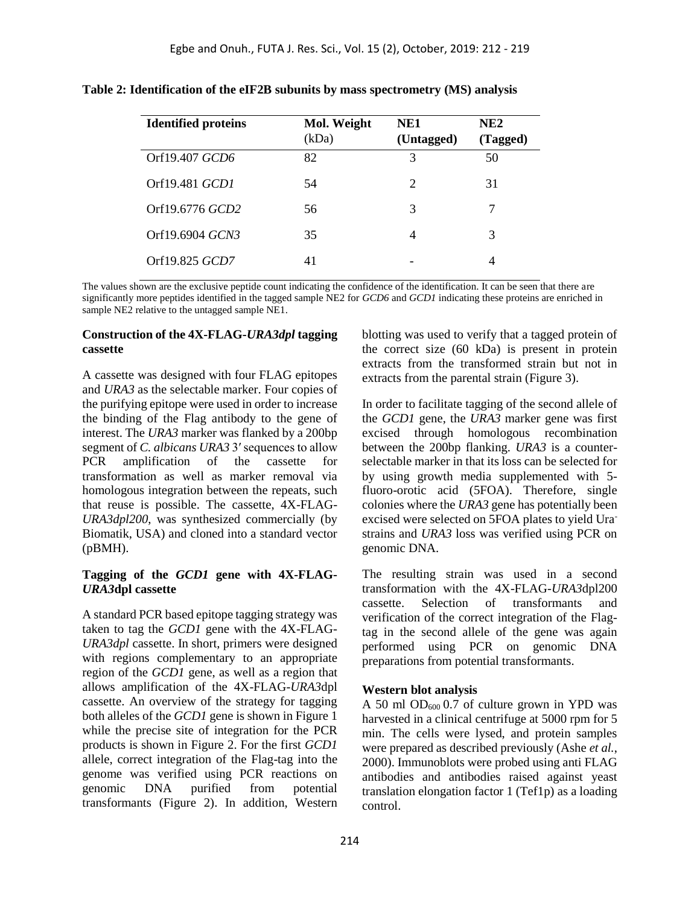**Table 2: Identification of the eIF2B subunits by mass spectrometry (MS) analysis**

| Identified proteins | Mol. Weight (kDa) | NE1 (Untagged) | NE2 (Tagged) |
|---|---|---|---|
| Orf19.407 *GCD6* | 82 | 3 | 50 |
| Orf19.481 *GCD1* | 54 | 2 | 31 |
| Orf19.6776 *GCD2* | 56 | 3 | 7 |
| Orf19.6904 *GCN3* | 35 | 4 | 3 |
| Orf19.825 *GCD7* | 41 | - | 4 |

The values shown are the exclusive peptide count indicating the confidence of the identification. It can be seen that there are significantly more peptides identified in the tagged sample NE2 for *GCD6* and *GCD1* indicating these proteins are enriched in sample NE2 relative to the untagged sample NE1.

**Construction of the 4X-FLAG-*URA3dpl* tagging cassette**

A cassette was designed with four FLAG epitopes and *URA3* as the selectable marker. Four copies of the purifying epitope were used in order to increase the binding of the Flag antibody to the gene of interest. The *URA3* marker was flanked by a 200bp segment of *C. albicans URA3* 3′ sequences to allow PCR amplification of the cassette for transformation as well as marker removal via homologous integration between the repeats, such that reuse is possible. The cassette, 4X-FLAG-*URA3dpl200*, was synthesized commercially (by Biomatik, USA) and cloned into a standard vector (pBMH).

**Tagging of the *GCD1* gene with 4X-FLAG-*URA3*dpl cassette**

A standard PCR based epitope tagging strategy was taken to tag the *GCD1* gene with the 4X-FLAG-*URA3dpl* cassette. In short, primers were designed with regions complementary to an appropriate region of the *GCD1* gene, as well as a region that allows amplification of the 4X-FLAG-*URA3*dpl cassette. An overview of the strategy for tagging both alleles of the *GCD1* gene is shown in Figure 1 while the precise site of integration for the PCR products is shown in Figure 2. For the first *GCD1* allele, correct integration of the Flag-tag into the genome was verified using PCR reactions on genomic DNA purified from potential transformants (Figure 2). In addition, Western blotting was used to verify that a tagged protein of the correct size (60 kDa) is present in protein extracts from the transformed strain but not in extracts from the parental strain (Figure 3).

In order to facilitate tagging of the second allele of the *GCD1* gene, the *URA3* marker gene was first excised through homologous recombination between the 200bp flanking. *URA3* is a counter-selectable marker in that its loss can be selected for by using growth media supplemented with 5-fluoro-orotic acid (5FOA). Therefore, single colonies where the *URA3* gene has potentially been excised were selected on 5FOA plates to yield Ura$^-$ strains and *URA3* loss was verified using PCR on genomic DNA.

The resulting strain was used in a second transformation with the 4X-FLAG-*URA3*dpl200 cassette. Selection of transformants and verification of the correct integration of the Flag-tag in the second allele of the gene was again performed using PCR on genomic DNA preparations from potential transformants.

**Western blot analysis**

A 50 ml $OD_{600}$ 0.7 of culture grown in YPD was harvested in a clinical centrifuge at 5000 rpm for 5 min. The cells were lysed, and protein samples were prepared as described previously (Ashe *et al.*, 2000). Immunoblots were probed using anti FLAG antibodies and antibodies raised against yeast translation elongation factor 1 (Tef1p) as a loading control.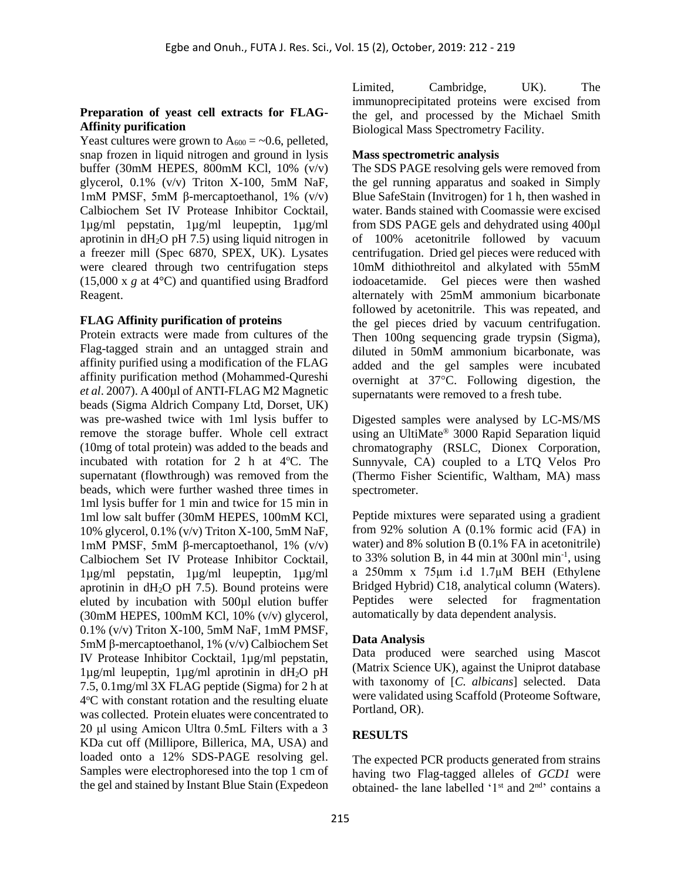**Preparation of yeast cell extracts for FLAG-Affinity purification**

Yeast cultures were grown to $A_{600}$ = ~0.6, pelleted, snap frozen in liquid nitrogen and ground in lysis buffer (30mM HEPES, 800mM KCl, 10% (v/v) glycerol, 0.1% (v/v) Triton X-100, 5mM NaF, 1mM PMSF, 5mM β-mercaptoethanol, 1% (v/v) Calbiochem Set IV Protease Inhibitor Cocktail, 1µg/ml pepstatin, 1µg/ml leupeptin, 1µg/ml aprotinin in $dH_2O$ pH 7.5) using liquid nitrogen in a freezer mill (Spec 6870, SPEX, UK). Lysates were cleared through two centrifugation steps (15,000 x *g* at 4°C) and quantified using Bradford Reagent.

**FLAG Affinity purification of proteins**

Protein extracts were made from cultures of the Flag-tagged strain and an untagged strain and affinity purified using a modification of the FLAG affinity purification method (Mohammed-Qureshi *et al*. 2007). A 400µl of ANTI-FLAG M2 Magnetic beads (Sigma Aldrich Company Ltd, Dorset, UK) was pre-washed twice with 1ml lysis buffer to remove the storage buffer. Whole cell extract (10mg of total protein) was added to the beads and incubated with rotation for 2 h at 4°C. The supernatant (flowthrough) was removed from the beads, which were further washed three times in 1ml lysis buffer for 1 min and twice for 15 min in 1ml low salt buffer (30mM HEPES, 100mM KCl, 10% glycerol, 0.1% (v/v) Triton X-100, 5mM NaF, 1mM PMSF, 5mM β-mercaptoethanol, 1% (v/v) Calbiochem Set IV Protease Inhibitor Cocktail, 1µg/ml pepstatin, 1µg/ml leupeptin, 1µg/ml aprotinin in $dH_2O$ pH 7.5). Bound proteins were eluted by incubation with 500µl elution buffer (30mM HEPES, 100mM KCl, 10% (v/v) glycerol, 0.1% (v/v) Triton X-100, 5mM NaF, 1mM PMSF, 5mM β-mercaptoethanol, 1% (v/v) Calbiochem Set IV Protease Inhibitor Cocktail, 1µg/ml pepstatin, 1µg/ml leupeptin, 1µg/ml aprotinin in $dH_2O$ pH 7.5, 0.1mg/ml 3X FLAG peptide (Sigma) for 2 h at 4°C with constant rotation and the resulting eluate was collected. Protein eluates were concentrated to 20 µl using Amicon Ultra 0.5mL Filters with a 3 KDa cut off (Millipore, Billerica, MA, USA) and loaded onto a 12% SDS-PAGE resolving gel. Samples were electrophoresed into the top 1 cm of the gel and stained by Instant Blue Stain (Expedeon Limited, Cambridge, UK). The immunoprecipitated proteins were excised from the gel, and processed by the Michael Smith Biological Mass Spectrometry Facility.

**Mass spectrometric analysis**

The SDS PAGE resolving gels were removed from the gel running apparatus and soaked in Simply Blue SafeStain (Invitrogen) for 1 h, then washed in water. Bands stained with Coomassie were excised from SDS PAGE gels and dehydrated using 400µl of 100% acetonitrile followed by vacuum centrifugation. Dried gel pieces were reduced with 10mM dithiothreitol and alkylated with 55mM iodoacetamide. Gel pieces were then washed alternately with 25mM ammonium bicarbonate followed by acetonitrile. This was repeated, and the gel pieces dried by vacuum centrifugation. Then 100ng sequencing grade trypsin (Sigma), diluted in 50mM ammonium bicarbonate, was added and the gel samples were incubated overnight at 37°C. Following digestion, the supernatants were removed to a fresh tube.

Digested samples were analysed by LC-MS/MS using an UltiMate® 3000 Rapid Separation liquid chromatography (RSLC, Dionex Corporation, Sunnyvale, CA) coupled to a LTQ Velos Pro (Thermo Fisher Scientific, Waltham, MA) mass spectrometer.

Peptide mixtures were separated using a gradient from 92% solution A (0.1% formic acid (FA) in water) and 8% solution B (0.1% FA in acetonitrile) to 33% solution B, in 44 min at 300nl $min^{-1}$, using a 250mm x 75µm i.d 1.7µM BEH (Ethylene Bridged Hybrid) C18, analytical column (Waters). Peptides were selected for fragmentation automatically by data dependent analysis.

**Data Analysis**

Data produced were searched using Mascot (Matrix Science UK), against the Uniprot database with taxonomy of [*C. albicans*] selected. Data were validated using Scaffold (Proteome Software, Portland, OR).

## RESULTS

The expected PCR products generated from strains having two Flag-tagged alleles of *GCD1* were obtained- the lane labelled '1st and 2nd' contains a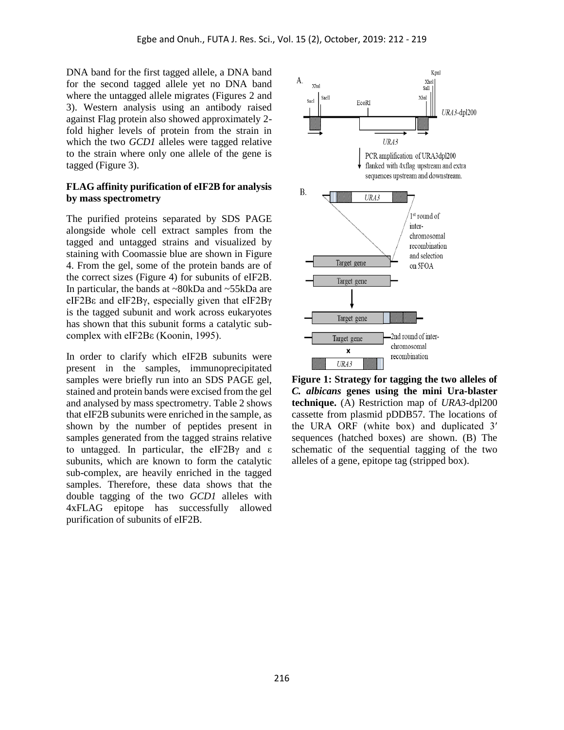DNA band for the first tagged allele, a DNA band for the second tagged allele yet no DNA band where the untagged allele migrates (Figures 2 and 3). Western analysis using an antibody raised against Flag protein also showed approximately 2-fold higher levels of protein from the strain in which the two *GCD1* alleles were tagged relative to the strain where only one allele of the gene is tagged (Figure 3).

**FLAG affinity purification of eIF2B for analysis by mass spectrometry**

The purified proteins separated by SDS PAGE alongside whole cell extract samples from the tagged and untagged strains and visualized by staining with Coomassie blue are shown in Figure 4. From the gel, some of the protein bands are of the correct sizes (Figure 4) for subunits of eIF2B. In particular, the bands at ~80kDa and ~55kDa are eIF2Bε and eIF2Bγ, especially given that eIF2Bγ is the tagged subunit and work across eukaryotes has shown that this subunit forms a catalytic sub-complex with eIF2Bε (Koonin, 1995).

In order to clarify which eIF2B subunits were present in the samples, immunoprecipitated samples were briefly run into an SDS PAGE gel, stained and protein bands were excised from the gel and analysed by mass spectrometry. Table 2 shows that eIF2B subunits were enriched in the sample, as shown by the number of peptides present in samples generated from the tagged strains relative to untagged. In particular, the eIF2Bγ and ε subunits, which are known to form the catalytic sub-complex, are heavily enriched in the tagged samples. Therefore, these data shows that the double tagging of the two *GCD1* alleles with 4xFLAG epitope has successfully allowed purification of subunits of eIF2B.

**Figure 1: Strategy for tagging the two alleles of *C. albicans* genes using the mini Ura-blaster technique.** (A) Restriction map of *URA3*-dpl200 cassette from plasmid pDDB57. The locations of the URA ORF (white box) and duplicated 3′ sequences (hatched boxes) are shown. (B) The schematic of the sequential tagging of the two alleles of a gene, epitope tag (stripped box).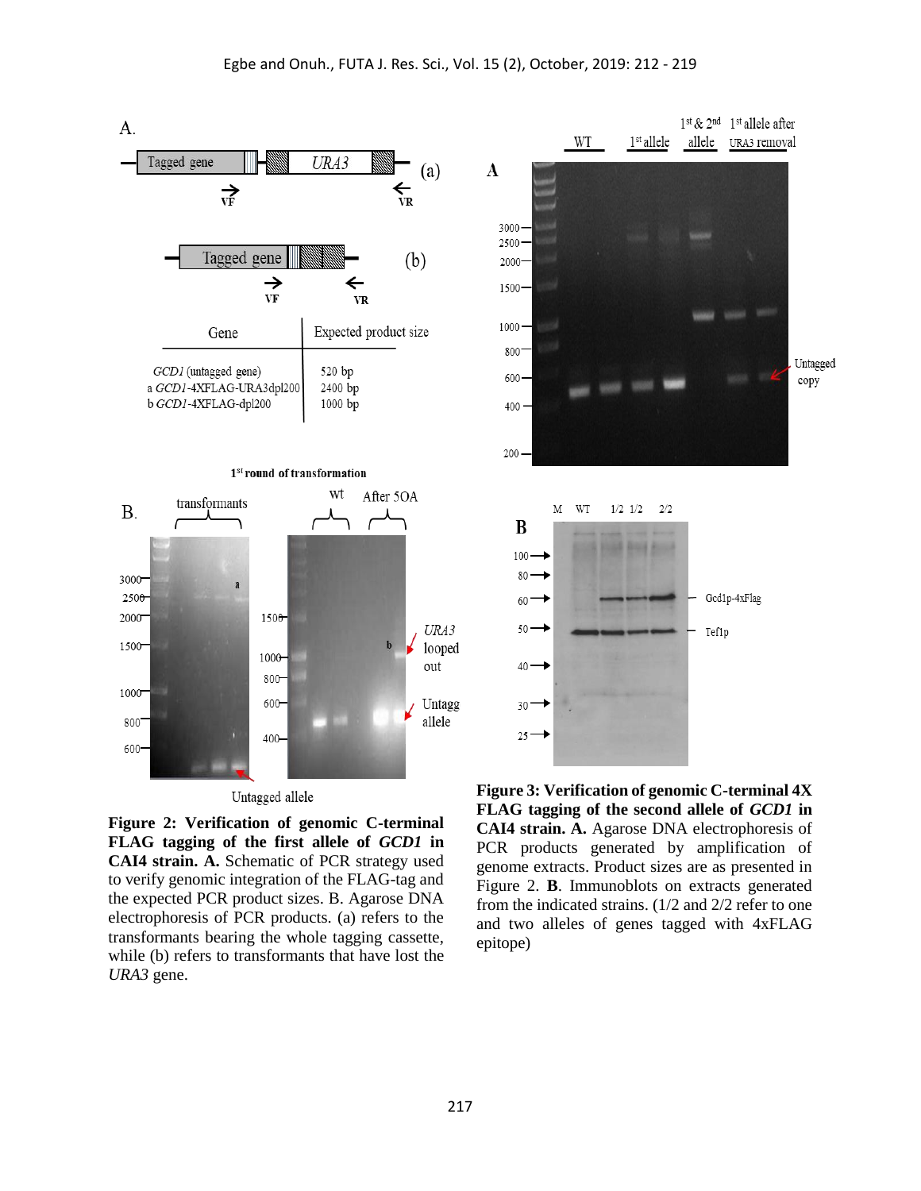**Figure 2: Verification of genomic C-terminal FLAG tagging of the first allele of *GCD1* in CAI4 strain. A.** Schematic of PCR strategy used to verify genomic integration of the FLAG-tag and the expected PCR product sizes. B. Agarose DNA electrophoresis of PCR products. (a) refers to the transformants bearing the whole tagging cassette, while (b) refers to transformants that have lost the *URA3* gene.

| Gene | Expected product size |
|---|---|
| *GCD1* (untagged gene) | 520 bp |
| a *GCD1*-4XFLAG-URA3dpl200 | 2400 bp |
| b *GCD1*-4XFLAG-dpl200 | 1000 bp |

**Figure 3: Verification of genomic C-terminal 4X FLAG tagging of the second allele of *GCD1* in CAI4 strain. A.** Agarose DNA electrophoresis of PCR products generated by amplification of genome extracts. Product sizes are as presented in Figure 2. **B**. Immunoblots on extracts generated from the indicated strains. (1/2 and 2/2 refer to one and two alleles of genes tagged with 4xFLAG epitope)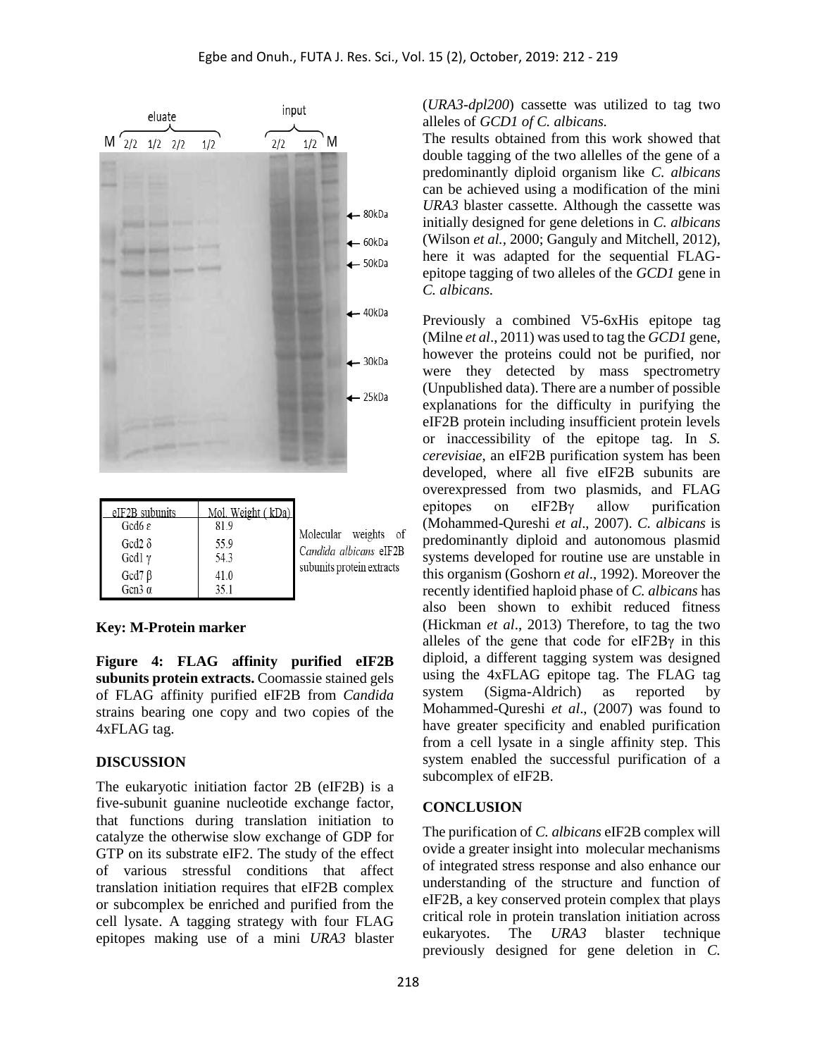| eIF2B subunits | Mol. Weight ( kDa) |
|---|---|
| Gcd6 ε | 81.9 |
| Gcd2 δ | 55.9 |
| Gcd1 γ | 54.3 |
| Gcd7 β | 41.0 |
| Gcn3 α | 35.1 |

Molecular weights of *Candida albicans* eIF2B subunits protein extracts

**Key: M-Protein marker**

**Figure 4: FLAG affinity purified eIF2B subunits protein extracts.** Coomassie stained gels of FLAG affinity purified eIF2B from *Candida* strains bearing one copy and two copies of the 4xFLAG tag.

## DISCUSSION

The eukaryotic initiation factor 2B (eIF2B) is a five-subunit guanine nucleotide exchange factor, that functions during translation initiation to catalyze the otherwise slow exchange of GDP for GTP on its substrate eIF2. The study of the effect of various stressful conditions that affect translation initiation requires that eIF2B complex or subcomplex be enriched and purified from the cell lysate. A tagging strategy with four FLAG epitopes making use of a mini *URA3* blaster (*URA3-dpl200*) cassette was utilized to tag two alleles of *GCD1 of C. albicans.*

The results obtained from this work showed that double tagging of the two alleles of the gene of a predominantly diploid organism like *C. albicans* can be achieved using a modification of the mini *URA3* blaster cassette. Although the cassette was initially designed for gene deletions in *C. albicans* (Wilson *et al.*, 2000; Ganguly and Mitchell, 2012), here it was adapted for the sequential FLAG-epitope tagging of two alleles of the *GCD1* gene in *C. albicans.*

Previously a combined V5-6xHis epitope tag (Milne *et al*., 2011) was used to tag the *GCD1* gene, however the proteins could not be purified, nor were they detected by mass spectrometry (Unpublished data). There are a number of possible explanations for the difficulty in purifying the eIF2B protein including insufficient protein levels or inaccessibility of the epitope tag. In *S. cerevisiae*, an eIF2B purification system has been developed, where all five eIF2B subunits are overexpressed from two plasmids, and FLAG epitopes on eIF2Bγ allow purification (Mohammed-Qureshi *et al*., 2007). *C. albicans* is predominantly diploid and autonomous plasmid systems developed for routine use are unstable in this organism (Goshorn *et al*., 1992). Moreover the recently identified haploid phase of *C. albicans* has also been shown to exhibit reduced fitness (Hickman *et al*., 2013) Therefore, to tag the two alleles of the gene that code for eIF2Bγ in this diploid, a different tagging system was designed using the 4xFLAG epitope tag. The FLAG tag system (Sigma-Aldrich) as reported by Mohammed-Qureshi *et al*., (2007) was found to have greater specificity and enabled purification from a cell lysate in a single affinity step. This system enabled the successful purification of a subcomplex of eIF2B.

## CONCLUSION

The purification of *C. albicans* eIF2B complex will ovide a greater insight into molecular mechanisms of integrated stress response and also enhance our understanding of the structure and function of eIF2B, a key conserved protein complex that plays critical role in protein translation initiation across eukaryotes. The *URA3* blaster technique previously designed for gene deletion in *C.*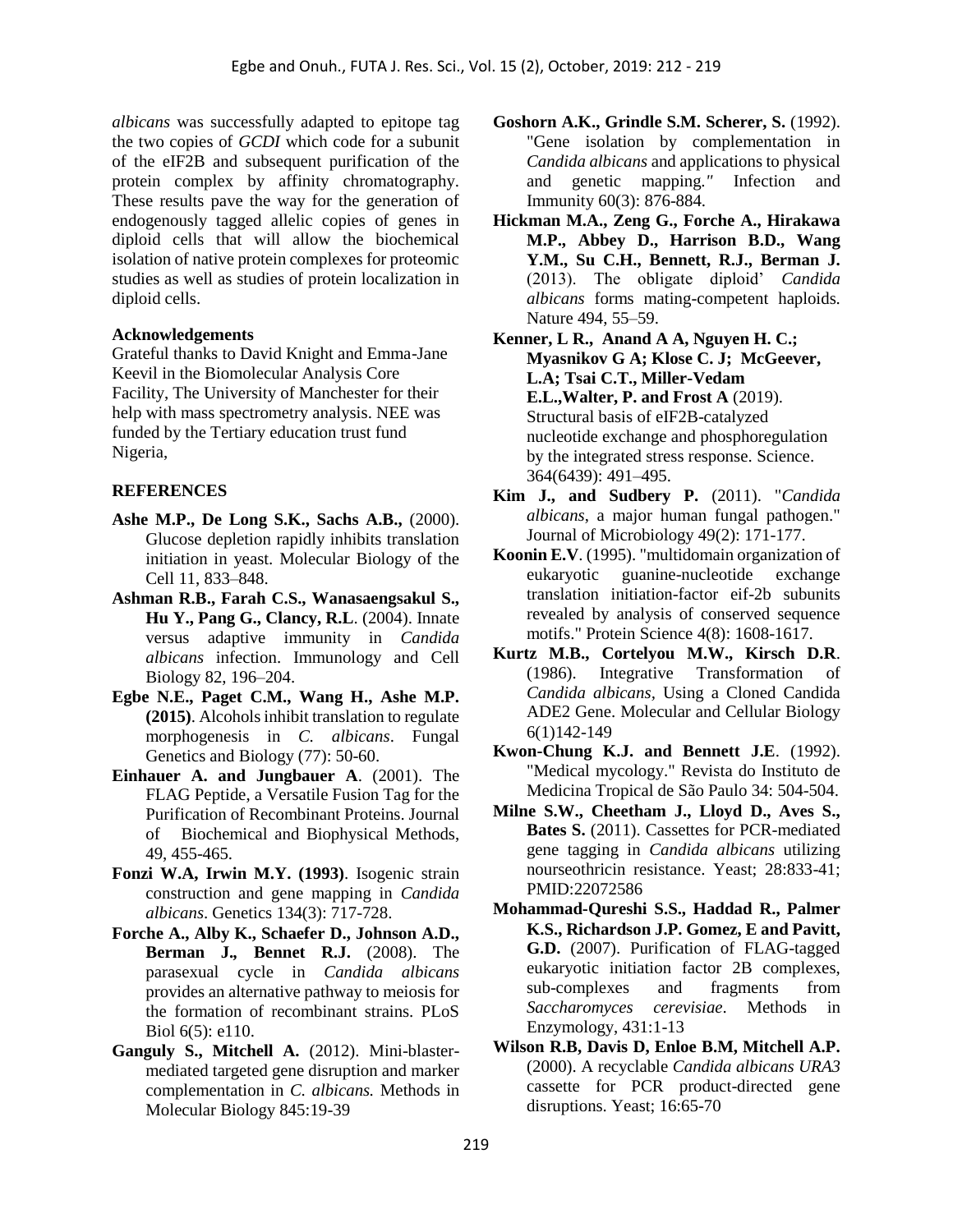*albicans* was successfully adapted to epitope tag the two copies of *GCDI* which code for a subunit of the eIF2B and subsequent purification of the protein complex by affinity chromatography. These results pave the way for the generation of endogenously tagged allelic copies of genes in diploid cells that will allow the biochemical isolation of native protein complexes for proteomic studies as well as studies of protein localization in diploid cells.

**Acknowledgements**

Grateful thanks to David Knight and Emma-Jane Keevil in the Biomolecular Analysis Core Facility, The University of Manchester for their help with mass spectrometry analysis. NEE was funded by the Tertiary education trust fund Nigeria,

## REFERENCES

**Ashe M.P., De Long S.K., Sachs A.B.,** (2000). Glucose depletion rapidly inhibits translation initiation in yeast. Molecular Biology of the Cell 11, 833–848.

**Ashman R.B., Farah C.S., Wanasaengsakul S., Hu Y., Pang G., Clancy, R.L**. (2004). Innate versus adaptive immunity in *Candida albicans* infection. Immunology and Cell Biology 82, 196–204.

**Egbe N.E., Paget C.M., Wang H., Ashe M.P. (2015)**. Alcohols inhibit translation to regulate morphogenesis in *C. albicans*. Fungal Genetics and Biology (77): 50-60.

**Einhauer A. and Jungbauer A**. (2001). The FLAG Peptide, a Versatile Fusion Tag for the Purification of Recombinant Proteins. Journal of Biochemical and Biophysical Methods, 49, 455-465.

**Fonzi W.A, Irwin M.Y. (1993)**. Isogenic strain construction and gene mapping in *Candida albicans*. Genetics 134(3): 717-728.

**Forche A., Alby K., Schaefer D., Johnson A.D., Berman J., Bennet R.J.** (2008). The parasexual cycle in *Candida albicans* provides an alternative pathway to meiosis for the formation of recombinant strains. PLoS Biol 6(5): e110.

**Ganguly S., Mitchell A.** (2012). Mini-blaster-mediated targeted gene disruption and marker complementation in *C. albicans.* Methods in Molecular Biology 845:19-39

**Goshorn A.K., Grindle S.M. Scherer, S.** (1992). "Gene isolation by complementation in *Candida albicans* and applications to physical and genetic mapping*."* Infection and Immunity 60(3): 876-884.

**Hickman M.A., Zeng G., Forche A., Hirakawa M.P., Abbey D., Harrison B.D., Wang Y.M., Su C.H., Bennett, R.J., Berman J.** (2013). The obligate diploid' *Candida albicans* forms mating-competent haploids. Nature 494, 55–59.

**Kenner, L R., Anand A A, Nguyen H. C.; Myasnikov G A; Klose C. J; McGeever, L.A; Tsai C.T., Miller-Vedam E.L.,Walter, P. and Frost A** (2019). Structural basis of eIF2B-catalyzed nucleotide exchange and phosphoregulation by the integrated stress response. Science. 364(6439): 491–495.

**Kim J., and Sudbery P.** (2011). "*Candida albicans*, a major human fungal pathogen." Journal of Microbiology 49(2): 171-177.

**Koonin E.V**. (1995). "multidomain organization of eukaryotic guanine-nucleotide exchange translation initiation-factor eif-2b subunits revealed by analysis of conserved sequence motifs." Protein Science 4(8): 1608-1617.

**Kurtz M.B., Cortelyou M.W., Kirsch D.R**. (1986). Integrative Transformation of *Candida albicans*, Using a Cloned Candida ADE2 Gene. Molecular and Cellular Biology 6(1)142-149

**Kwon-Chung K.J. and Bennett J.E**. (1992). "Medical mycology." Revista do Instituto de Medicina Tropical de São Paulo 34: 504-504.

**Milne S.W., Cheetham J., Lloyd D., Aves S., Bates S.** (2011). Cassettes for PCR-mediated gene tagging in *Candida albicans* utilizing nourseothricin resistance. Yeast; 28:833-41; PMID:22072586

**Mohammad-Qureshi S.S., Haddad R., Palmer K.S., Richardson J.P. Gomez, E and Pavitt, G.D.** (2007). Purification of FLAG-tagged eukaryotic initiation factor 2B complexes, sub-complexes and fragments from *Saccharomyces cerevisiae*. Methods in Enzymology, 431:1-13

**Wilson R.B, Davis D, Enloe B.M, Mitchell A.P.** (2000). A recyclable *Candida albicans URA3* cassette for PCR product-directed gene disruptions. Yeast; 16:65-70